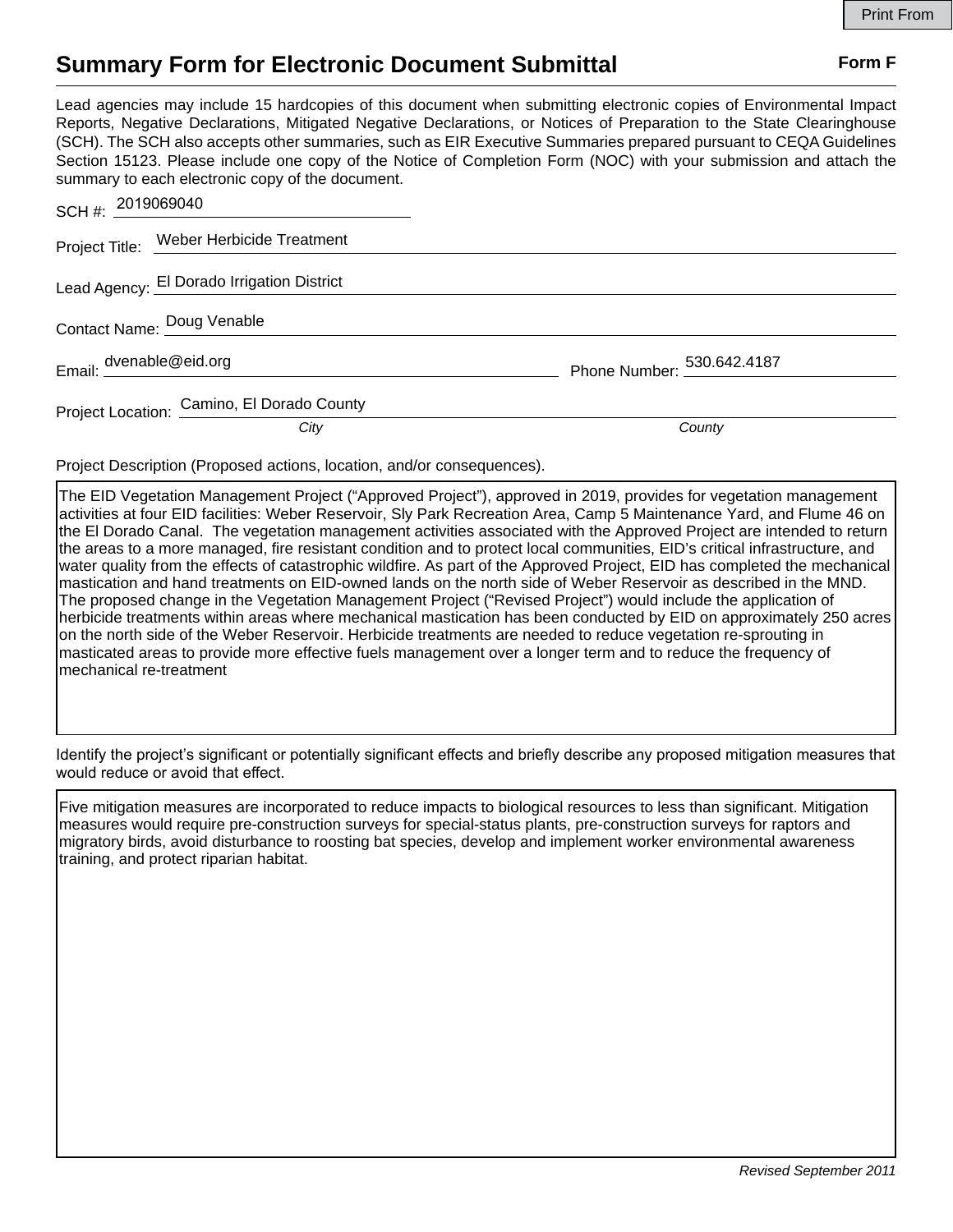Print From

# Summary Form for Electronic Document Submittal

**Form F**

Lead agencies may include 15 hardcopies of this document when submitting electronic copies of Environmental Impact Reports, Negative Declarations, Mitigated Negative Declarations, or Notices of Preparation to the State Clearinghouse (SCH). The SCH also accepts other summaries, such as EIR Executive Summaries prepared pursuant to CEQA Guidelines Section 15123. Please include one copy of the Notice of Completion Form (NOC) with your submission and attach the summary to each electronic copy of the document.

SCH #: 2019069040

Project Title: Weber Herbicide Treatment

Lead Agency: El Dorado Irrigation District

Contact Name: Doug Venable

Email: dvenable@eid.org    Phone Number: 530.642.4187

Project Location: Camino, El Dorado County

*City*    *County*

Project Description (Proposed actions, location, and/or consequences).

The EID Vegetation Management Project ("Approved Project"), approved in 2019, provides for vegetation management activities at four EID facilities: Weber Reservoir, Sly Park Recreation Area, Camp 5 Maintenance Yard, and Flume 46 on the El Dorado Canal. The vegetation management activities associated with the Approved Project are intended to return the areas to a more managed, fire resistant condition and to protect local communities, EID's critical infrastructure, and water quality from the effects of catastrophic wildfire. As part of the Approved Project, EID has completed the mechanical mastication and hand treatments on EID-owned lands on the north side of Weber Reservoir as described in the MND. The proposed change in the Vegetation Management Project ("Revised Project") would include the application of herbicide treatments within areas where mechanical mastication has been conducted by EID on approximately 250 acres on the north side of the Weber Reservoir. Herbicide treatments are needed to reduce vegetation re-sprouting in masticated areas to provide more effective fuels management over a longer term and to reduce the frequency of mechanical re-treatment

Identify the project's significant or potentially significant effects and briefly describe any proposed mitigation measures that would reduce or avoid that effect.

Five mitigation measures are incorporated to reduce impacts to biological resources to less than significant. Mitigation measures would require pre-construction surveys for special-status plants, pre-construction surveys for raptors and migratory birds, avoid disturbance to roosting bat species, develop and implement worker environmental awareness training, and protect riparian habitat.

*Revised September 2011*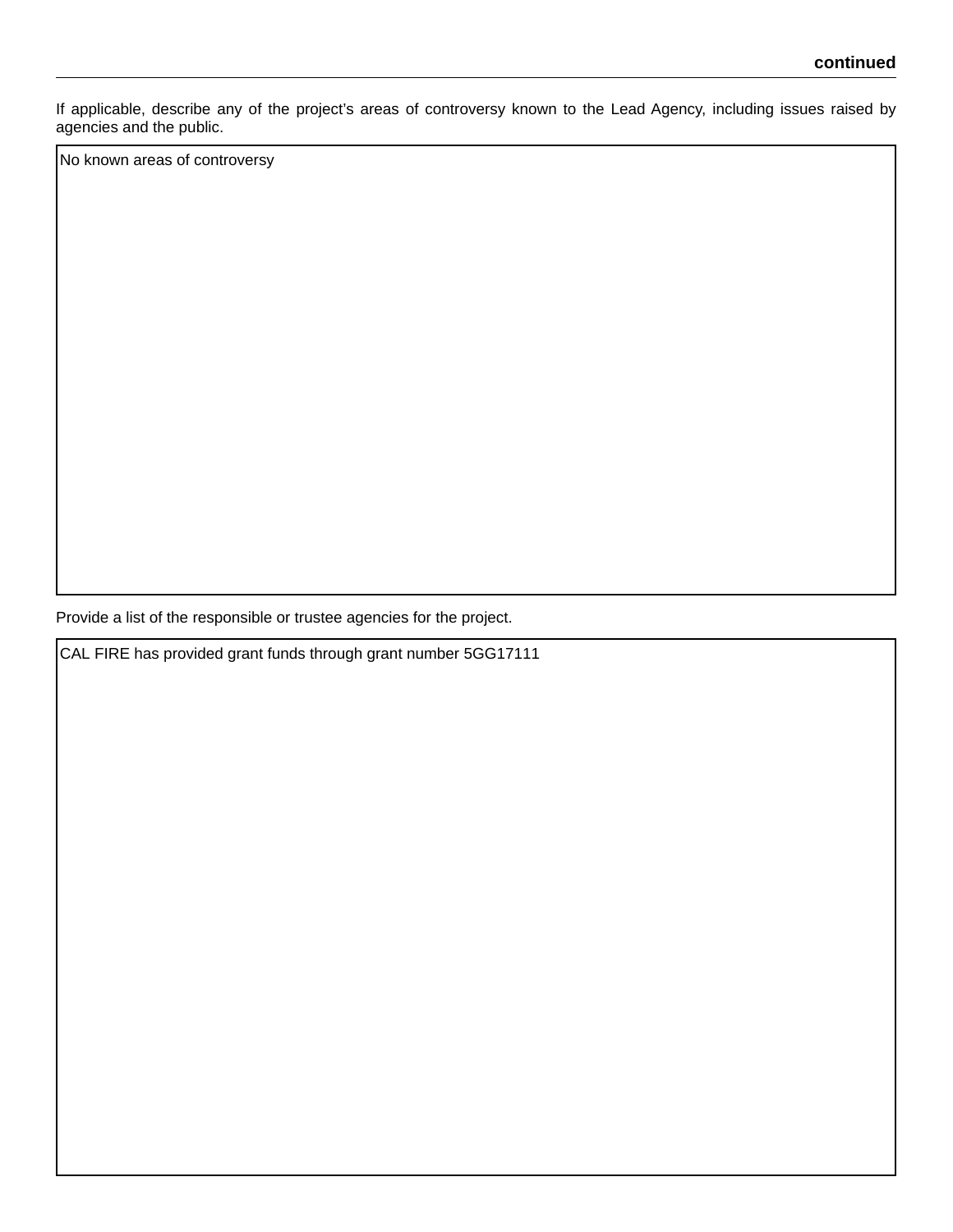**continued**

If applicable, describe any of the project's areas of controversy known to the Lead Agency, including issues raised by agencies and the public.

No known areas of controversy

Provide a list of the responsible or trustee agencies for the project.

CAL FIRE has provided grant funds through grant number 5GG17111